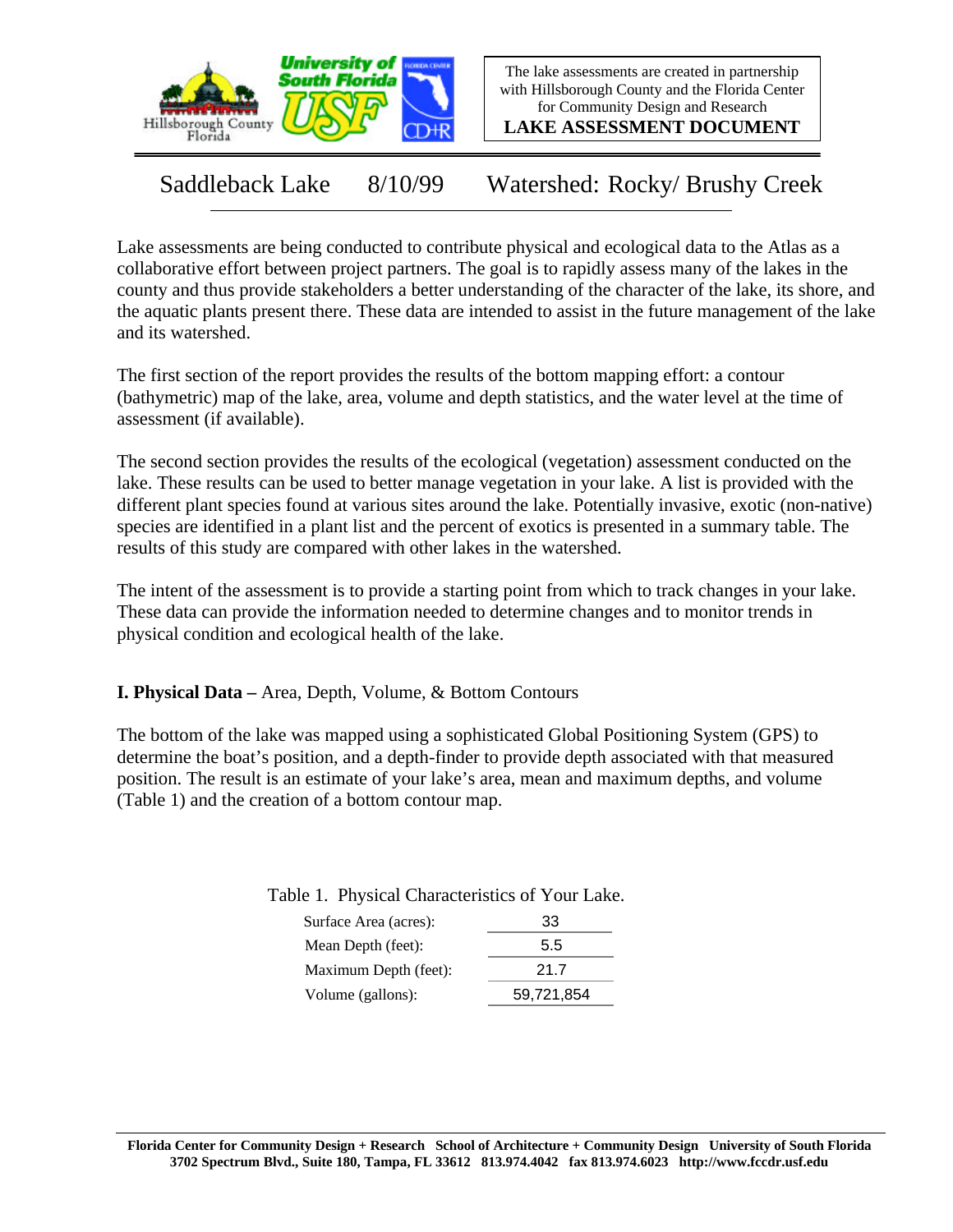The lake assessments are created in partnership with Hillsborough County and the Florida Center for Community Design and Research

**LAKE ASSESSMENT DOCUMENT**

# Saddleback Lake 8/10/99 Watershed: Rocky/ Brushy Creek

Lake assessments are being conducted to contribute physical and ecological data to the Atlas as a collaborative effort between project partners. The goal is to rapidly assess many of the lakes in the county and thus provide stakeholders a better understanding of the character of the lake, its shore, and the aquatic plants present there. These data are intended to assist in the future management of the lake and its watershed.

The first section of the report provides the results of the bottom mapping effort: a contour (bathymetric) map of the lake, area, volume and depth statistics, and the water level at the time of assessment (if available).

The second section provides the results of the ecological (vegetation) assessment conducted on the lake. These results can be used to better manage vegetation in your lake. A list is provided with the different plant species found at various sites around the lake. Potentially invasive, exotic (non-native) species are identified in a plant list and the percent of exotics is presented in a summary table. The results of this study are compared with other lakes in the watershed.

The intent of the assessment is to provide a starting point from which to track changes in your lake. These data can provide the information needed to determine changes and to monitor trends in physical condition and ecological health of the lake.

## I. Physical Data – Area, Depth, Volume, & Bottom Contours

The bottom of the lake was mapped using a sophisticated Global Positioning System (GPS) to determine the boat's position, and a depth-finder to provide depth associated with that measured position. The result is an estimate of your lake's area, mean and maximum depths, and volume (Table 1) and the creation of a bottom contour map.

Table 1. Physical Characteristics of Your Lake.

| | |
|---|---|
| Surface Area (acres): | 33 |
| Mean Depth (feet): | 5.5 |
| Maximum Depth (feet): | 21.7 |
| Volume (gallons): | 59,721,854 |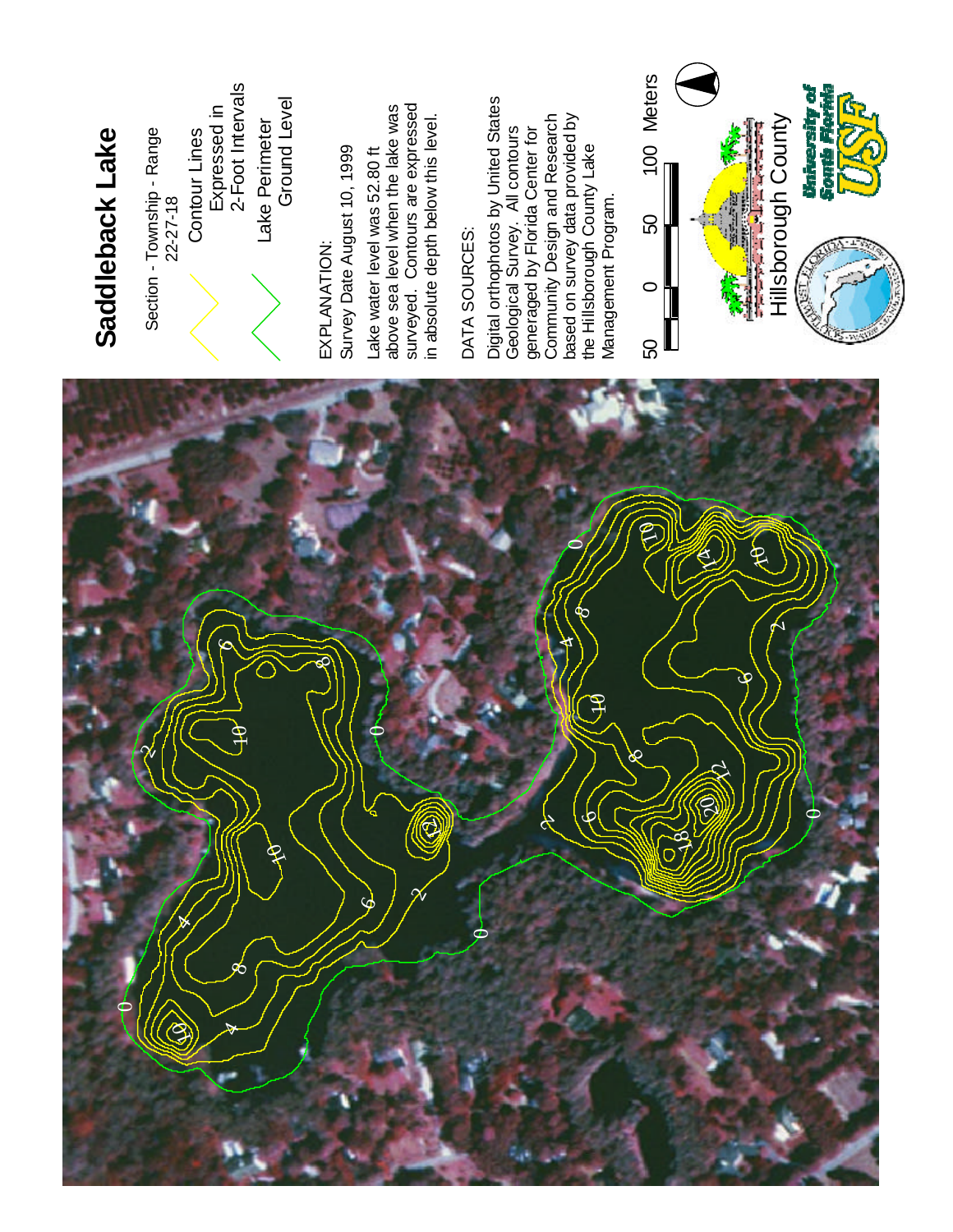# Saddleback Lake

Section - Township - Range
22-27-18

Contour Lines
Expressed in
2-Foot Intervals

Lake Perimeter
Ground Level

EXPLANATION:
Survey Date August 10, 1999

Lake water level was 52.80 ft above sea level when the lake was surveyed. Contours are expressed in absolute depth below this level.

DATA SOURCES:

Digital orthophotos by United States Geological Survey. All contours generated by Florida Center for Community Design and Research based on survey data provided by the Hillsborough County Lake Management Program.

50 0 50 100 Meters

Hillsborough County

University of South Florida
USF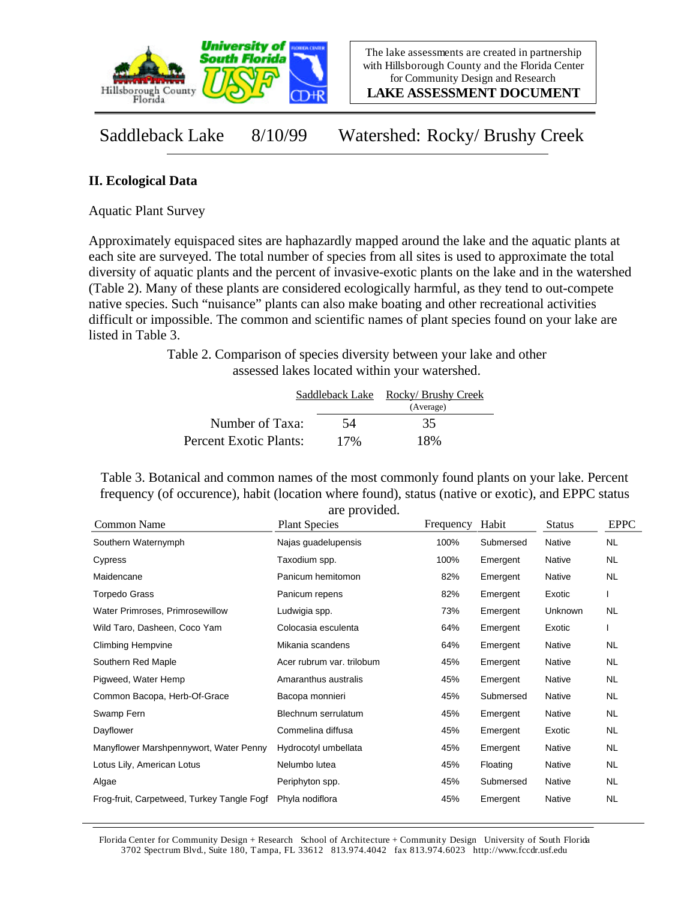The lake assessments are created in partnership with Hillsborough County and the Florida Center for Community Design and Research

**LAKE ASSESSMENT DOCUMENT**

# Saddleback Lake 8/10/99 Watershed: Rocky/ Brushy Creek

## II. Ecological Data

Aquatic Plant Survey

Approximately equispaced sites are haphazardly mapped around the lake and the aquatic plants at each site are surveyed. The total number of species from all sites is used to approximate the total diversity of aquatic plants and the percent of invasive-exotic plants on the lake and in the watershed (Table 2). Many of these plants are considered ecologically harmful, as they tend to out-compete native species. Such "nuisance" plants can also make boating and other recreational activities difficult or impossible. The common and scientific names of plant species found on your lake are listed in Table 3.

Table 2. Comparison of species diversity between your lake and other assessed lakes located within your watershed.

| | Saddleback Lake | Rocky/ Brushy Creek (Average) |
|---|---|---|
| Number of Taxa: | 54 | 35 |
| Percent Exotic Plants: | 17% | 18% |

Table 3. Botanical and common names of the most commonly found plants on your lake. Percent frequency (of occurence), habit (location where found), status (native or exotic), and EPPC status are provided.

| Common Name | Plant Species | Frequency | Habit | Status | EPPC |
|---|---|---|---|---|---|
| Southern Waternymph | Najas guadelupensis | 100% | Submersed | Native | NL |
| Cypress | Taxodium spp. | 100% | Emergent | Native | NL |
| Maidencane | Panicum hemitomon | 82% | Emergent | Native | NL |
| Torpedo Grass | Panicum repens | 82% | Emergent | Exotic | I |
| Water Primroses, Primrosewillow | Ludwigia spp. | 73% | Emergent | Unknown | NL |
| Wild Taro, Dasheen, Coco Yam | Colocasia esculenta | 64% | Emergent | Exotic | I |
| Climbing Hempvine | Mikania scandens | 64% | Emergent | Native | NL |
| Southern Red Maple | Acer rubrum var. trilobum | 45% | Emergent | Native | NL |
| Pigweed, Water Hemp | Amaranthus australis | 45% | Emergent | Native | NL |
| Common Bacopa, Herb-Of-Grace | Bacopa monnieri | 45% | Submersed | Native | NL |
| Swamp Fern | Blechnum serrulatum | 45% | Emergent | Native | NL |
| Dayflower | Commelina diffusa | 45% | Emergent | Exotic | NL |
| Manyflower Marshpennywort, Water Penny | Hydrocotyl umbellata | 45% | Emergent | Native | NL |
| Lotus Lily, American Lotus | Nelumbo lutea | 45% | Floating | Native | NL |
| Algae | Periphyton spp. | 45% | Submersed | Native | NL |
| Frog-fruit, Carpetweed, Turkey Tangle Fogf | Phyla nodiflora | 45% | Emergent | Native | NL |

Florida Center for Community Design + Research School of Architecture + Community Design University of South Florida
3702 Spectrum Blvd., Suite 180, Tampa, FL 33612 813.974.4042 fax 813.974.6023 http://www.fccdr.usf.edu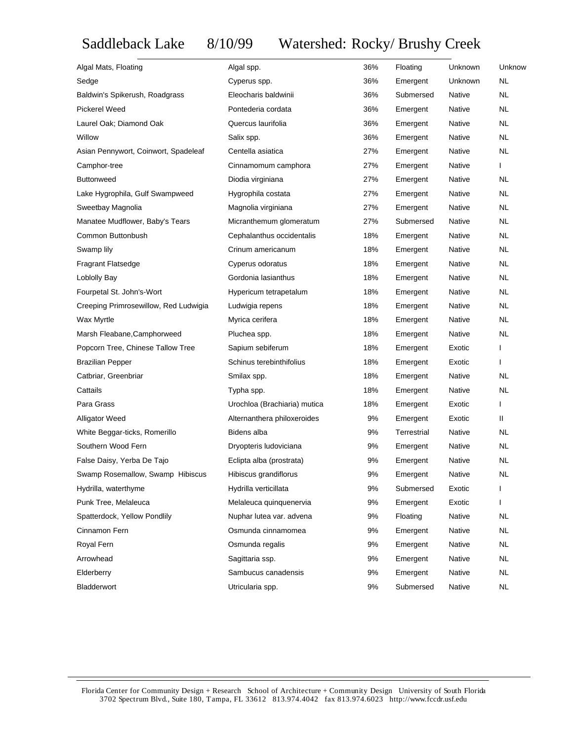# Saddleback Lake 8/10/99 Watershed: Rocky/ Brushy Creek

| | | | | | |
|---|---|---|---|---|---|
| Algal Mats, Floating | Algal spp. | 36% | Floating | Unknown | Unknow |
| Sedge | Cyperus spp. | 36% | Emergent | Unknown | NL |
| Baldwin's Spikerush, Roadgrass | Eleocharis baldwinii | 36% | Submersed | Native | NL |
| Pickerel Weed | Pontederia cordata | 36% | Emergent | Native | NL |
| Laurel Oak; Diamond Oak | Quercus laurifolia | 36% | Emergent | Native | NL |
| Willow | Salix spp. | 36% | Emergent | Native | NL |
| Asian Pennywort, Coinwort, Spadeleaf | Centella asiatica | 27% | Emergent | Native | NL |
| Camphor-tree | Cinnamomum camphora | 27% | Emergent | Native | I |
| Buttonweed | Diodia virginiana | 27% | Emergent | Native | NL |
| Lake Hygrophila, Gulf Swampweed | Hygrophila costata | 27% | Emergent | Native | NL |
| Sweetbay Magnolia | Magnolia virginiana | 27% | Emergent | Native | NL |
| Manatee Mudflower, Baby's Tears | Micranthemum glomeratum | 27% | Submersed | Native | NL |
| Common Buttonbush | Cephalanthus occidentalis | 18% | Emergent | Native | NL |
| Swamp lily | Crinum americanum | 18% | Emergent | Native | NL |
| Fragrant Flatsedge | Cyperus odoratus | 18% | Emergent | Native | NL |
| Loblolly Bay | Gordonia lasianthus | 18% | Emergent | Native | NL |
| Fourpetal St. John's-Wort | Hypericum tetrapetalum | 18% | Emergent | Native | NL |
| Creeping Primrosewillow, Red Ludwigia | Ludwigia repens | 18% | Emergent | Native | NL |
| Wax Myrtle | Myrica cerifera | 18% | Emergent | Native | NL |
| Marsh Fleabane,Camphorweed | Pluchea spp. | 18% | Emergent | Native | NL |
| Popcorn Tree, Chinese Tallow Tree | Sapium sebiferum | 18% | Emergent | Exotic | I |
| Brazilian Pepper | Schinus terebinthifolius | 18% | Emergent | Exotic | I |
| Catbriar, Greenbriar | Smilax spp. | 18% | Emergent | Native | NL |
| Cattails | Typha spp. | 18% | Emergent | Native | NL |
| Para Grass | Urochloa (Brachiaria) mutica | 18% | Emergent | Exotic | I |
| Alligator Weed | Alternanthera philoxeroides | 9% | Emergent | Exotic | II |
| White Beggar-ticks, Romerillo | Bidens alba | 9% | Terrestrial | Native | NL |
| Southern Wood Fern | Dryopteris ludoviciana | 9% | Emergent | Native | NL |
| False Daisy, Yerba De Tajo | Eclipta alba (prostrata) | 9% | Emergent | Native | NL |
| Swamp Rosemallow, Swamp Hibiscus | Hibiscus grandiflorus | 9% | Emergent | Native | NL |
| Hydrilla, waterthyme | Hydrilla verticillata | 9% | Submersed | Exotic | I |
| Punk Tree, Melaleuca | Melaleuca quinquenervia | 9% | Emergent | Exotic | I |
| Spatterdock, Yellow Pondlily | Nuphar lutea var. advena | 9% | Floating | Native | NL |
| Cinnamon Fern | Osmunda cinnamomea | 9% | Emergent | Native | NL |
| Royal Fern | Osmunda regalis | 9% | Emergent | Native | NL |
| Arrowhead | Sagittaria ssp. | 9% | Emergent | Native | NL |
| Elderberry | Sambucus canadensis | 9% | Emergent | Native | NL |
| Bladderwort | Utricularia spp. | 9% | Submersed | Native | NL |

Florida Center for Community Design + Research School of Architecture + Community Design University of South Florida
3702 Spectrum Blvd., Suite 180, Tampa, FL 33612 813.974.4042 fax 813.974.6023 http://www.fccdr.usf.edu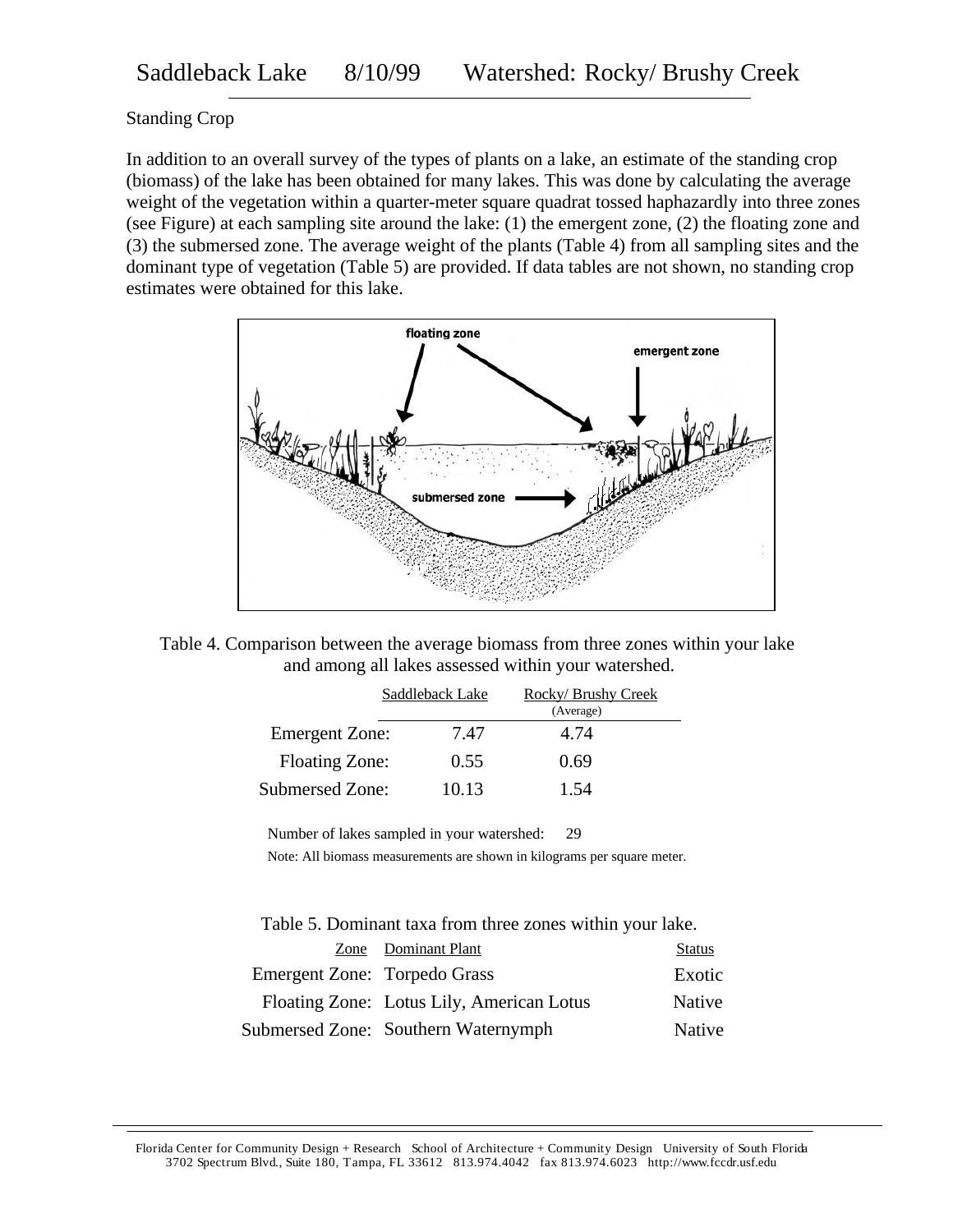# Saddleback Lake 8/10/99 Watershed: Rocky/ Brushy Creek

Standing Crop

In addition to an overall survey of the types of plants on a lake, an estimate of the standing crop (biomass) of the lake has been obtained for many lakes. This was done by calculating the average weight of the vegetation within a quarter-meter square quadrat tossed haphazardly into three zones (see Figure) at each sampling site around the lake: (1) the emergent zone, (2) the floating zone and (3) the submersed zone. The average weight of the plants (Table 4) from all sampling sites and the dominant type of vegetation (Table 5) are provided. If data tables are not shown, no standing crop estimates were obtained for this lake.

floating zone
emergent zone
submersed zone

Table 4. Comparison between the average biomass from three zones within your lake and among all lakes assessed within your watershed.

| | Saddleback Lake | Rocky/ Brushy Creek (Average) |
|---|---|---|
| Emergent Zone: | 7.47 | 4.74 |
| Floating Zone: | 0.55 | 0.69 |
| Submersed Zone: | 10.13 | 1.54 |

Number of lakes sampled in your watershed: 29

Note: All biomass measurements are shown in kilograms per square meter.

Table 5. Dominant taxa from three zones within your lake.

| Zone | Dominant Plant | Status |
|---|---|---|
| Emergent Zone: | Torpedo Grass | Exotic |
| Floating Zone: | Lotus Lily, American Lotus | Native |
| Submersed Zone: | Southern Waternymph | Native |